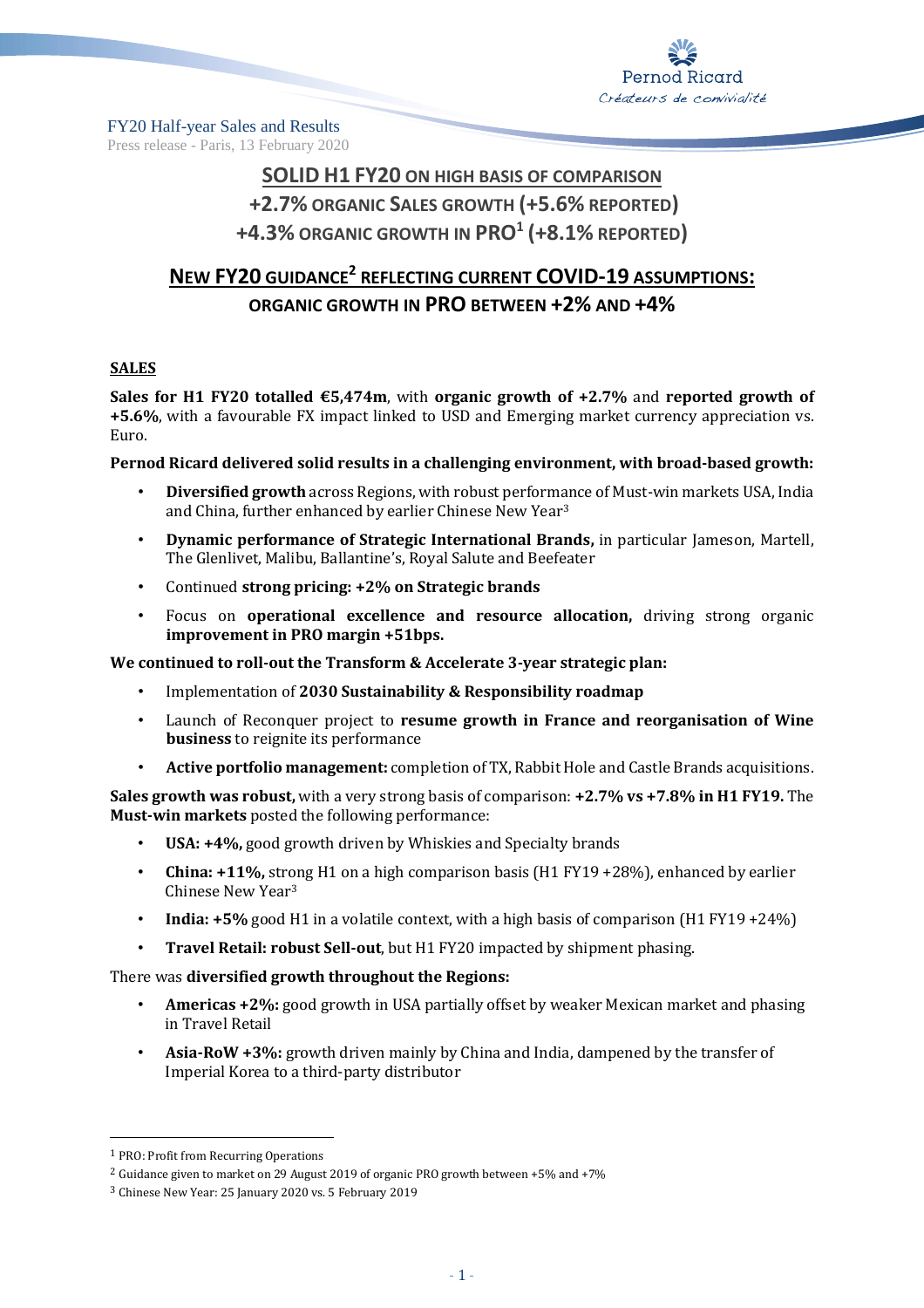FY20 Half-year Sales and Results

Press release - Paris, 13 February 2020

# SOLID H1 FY20 ON HIGH BASIS OF COMPARISON

# +2.7% ORGANIC SALES GROWTH (+5.6% REPORTED)

# +4.3% ORGANIC GROWTH IN PRO[1] (+8.1% REPORTED)

## NEW FY20 GUIDANCE[2] REFLECTING CURRENT COVID-19 ASSUMPTIONS:

## ORGANIC GROWTH IN PRO BETWEEN +2% AND +4%

### SALES

**Sales for H1 FY20 totalled €5,474m**, with **organic growth of +2.7%** and **reported growth of +5.6%**, with a favourable FX impact linked to USD and Emerging market currency appreciation vs. Euro.

**Pernod Ricard delivered solid results in a challenging environment, with broad-based growth:**

- **Diversified growth** across Regions, with robust performance of Must-win markets USA, India and China, further enhanced by earlier Chinese New Year[3]
- **Dynamic performance of Strategic International Brands,** in particular Jameson, Martell, The Glenlivet, Malibu, Ballantine's, Royal Salute and Beefeater
- Continued **strong pricing: +2% on Strategic brands**
- Focus on **operational excellence and resource allocation,** driving strong organic **improvement in PRO margin +51bps.**

**We continued to roll-out the Transform & Accelerate 3-year strategic plan:**

- Implementation of **2030 Sustainability & Responsibility roadmap**
- Launch of Reconquer project to **resume growth in France and reorganisation of Wine business** to reignite its performance
- **Active portfolio management:** completion of TX, Rabbit Hole and Castle Brands acquisitions.

**Sales growth was robust,** with a very strong basis of comparison: **+2.7% vs +7.8% in H1 FY19.** The **Must-win markets** posted the following performance:

- **USA: +4%,** good growth driven by Whiskies and Specialty brands
- **China: +11%,** strong H1 on a high comparison basis (H1 FY19 +28%), enhanced by earlier Chinese New Year[3]
- **India: +5%** good H1 in a volatile context, with a high basis of comparison (H1 FY19 +24%)
- **Travel Retail: robust Sell-out**, but H1 FY20 impacted by shipment phasing.

There was **diversified growth throughout the Regions:**

- **Americas +2%:** good growth in USA partially offset by weaker Mexican market and phasing in Travel Retail
- **Asia-RoW +3%:** growth driven mainly by China and India, dampened by the transfer of Imperial Korea to a third-party distributor

---

[1] PRO: Profit from Recurring Operations

[2] Guidance given to market on 29 August 2019 of organic PRO growth between +5% and +7%

[3] Chinese New Year: 25 January 2020 vs. 5 February 2019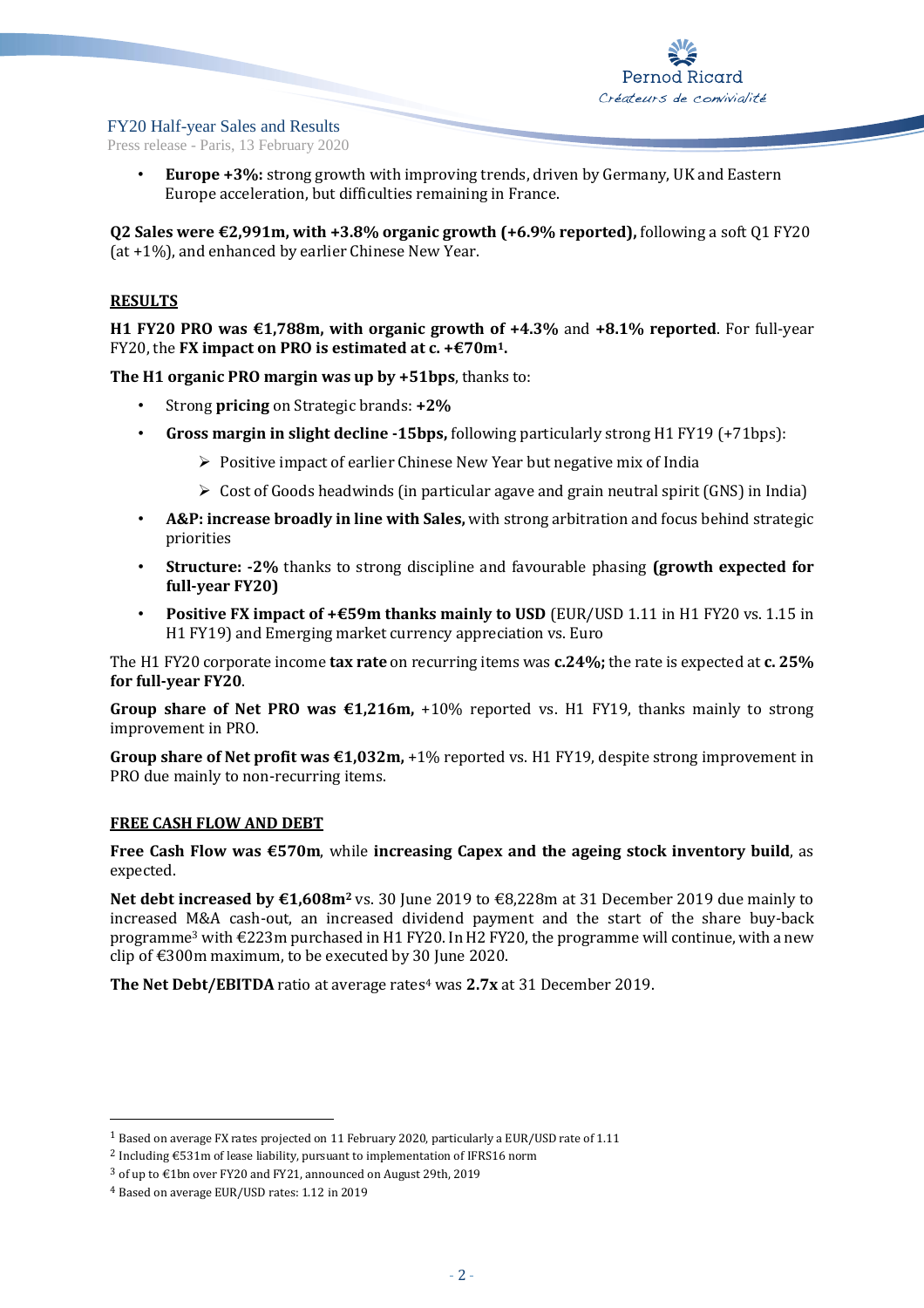- **Europe +3%:** strong growth with improving trends, driven by Germany, UK and Eastern Europe acceleration, but difficulties remaining in France.

**Q2 Sales were €2,991m, with +3.8% organic growth (+6.9% reported),** following a soft Q1 FY20 (at +1%), and enhanced by earlier Chinese New Year.

## RESULTS

**H1 FY20 PRO was €1,788m, with organic growth of +4.3%** and **+8.1% reported**. For full-year FY20, the **FX impact on PRO is estimated at c. +€70m[1].**

**The H1 organic PRO margin was up by +51bps**, thanks to:

- Strong **pricing** on Strategic brands: **+2%**
- **Gross margin in slight decline -15bps,** following particularly strong H1 FY19 (+71bps):
  - Positive impact of earlier Chinese New Year but negative mix of India
  - Cost of Goods headwinds (in particular agave and grain neutral spirit (GNS) in India)
- **A&P: increase broadly in line with Sales,** with strong arbitration and focus behind strategic priorities
- **Structure: -2%** thanks to strong discipline and favourable phasing **(growth expected for full-year FY20)**
- **Positive FX impact of +€59m thanks mainly to USD** (EUR/USD 1.11 in H1 FY20 vs. 1.15 in H1 FY19) and Emerging market currency appreciation vs. Euro

The H1 FY20 corporate income **tax rate** on recurring items was **c.24%;** the rate is expected at **c. 25% for full-year FY20**.

**Group share of Net PRO was €1,216m,** +10% reported vs. H1 FY19, thanks mainly to strong improvement in PRO.

**Group share of Net profit was €1,032m,** +1% reported vs. H1 FY19, despite strong improvement in PRO due mainly to non-recurring items.

## FREE CASH FLOW AND DEBT

**Free Cash Flow was €570m**, while **increasing Capex and the ageing stock inventory build**, as expected.

**Net debt increased by €1,608m[2]** vs. 30 June 2019 to €8,228m at 31 December 2019 due mainly to increased M&A cash-out, an increased dividend payment and the start of the share buy-back programme[3] with €223m purchased in H1 FY20. In H2 FY20, the programme will continue, with a new clip of €300m maximum, to be executed by 30 June 2020.

**The Net Debt/EBITDA** ratio at average rates[4] was **2.7x** at 31 December 2019.

---

[1] Based on average FX rates projected on 11 February 2020, particularly a EUR/USD rate of 1.11

[2] Including €531m of lease liability, pursuant to implementation of IFRS16 norm

[3] of up to €1bn over FY20 and FY21, announced on August 29th, 2019

[4] Based on average EUR/USD rates: 1.12 in 2019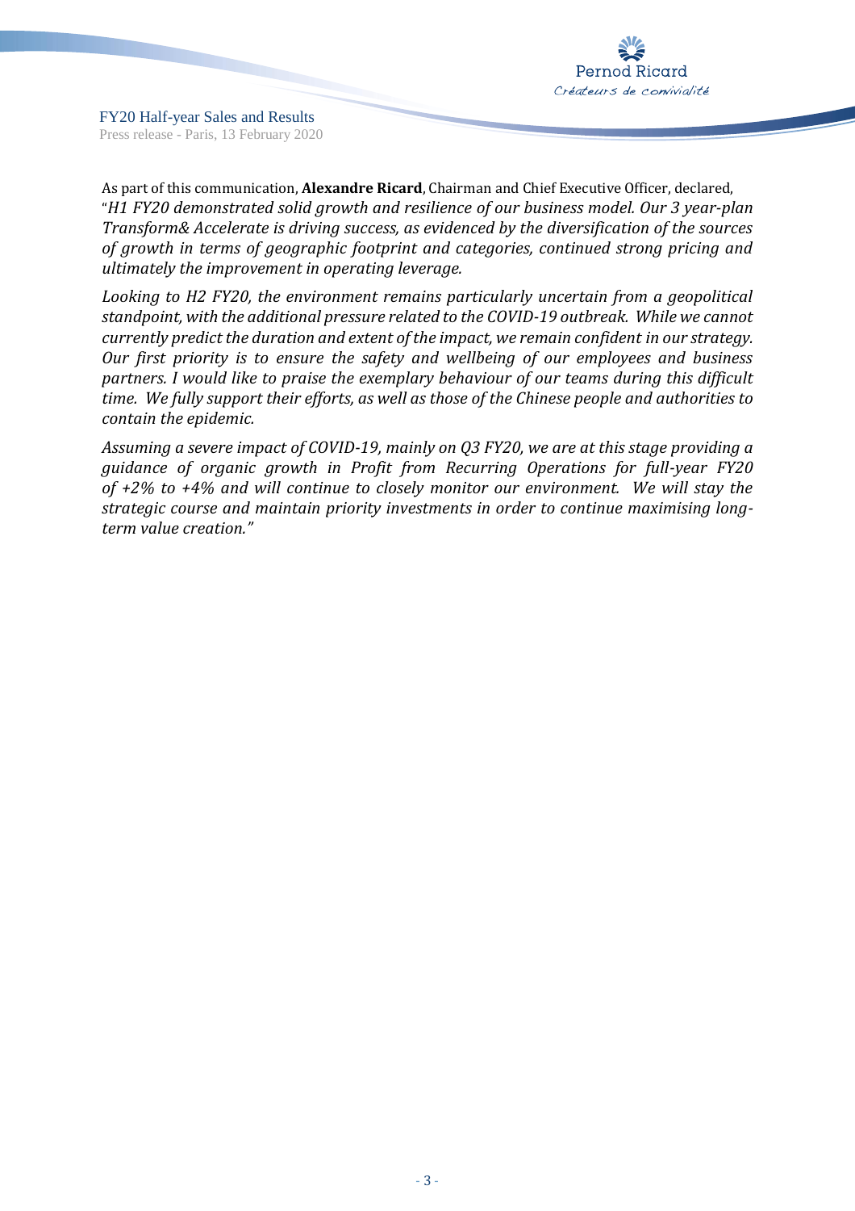As part of this communication, **Alexandre Ricard**, Chairman and Chief Executive Officer, declared, "*H1 FY20 demonstrated solid growth and resilience of our business model. Our 3 year-plan Transform& Accelerate is driving success, as evidenced by the diversification of the sources of growth in terms of geographic footprint and categories, continued strong pricing and ultimately the improvement in operating leverage.*

*Looking to H2 FY20, the environment remains particularly uncertain from a geopolitical standpoint, with the additional pressure related to the COVID-19 outbreak. While we cannot currently predict the duration and extent of the impact, we remain confident in our strategy. Our first priority is to ensure the safety and wellbeing of our employees and business partners. I would like to praise the exemplary behaviour of our teams during this difficult time. We fully support their efforts, as well as those of the Chinese people and authorities to contain the epidemic.*

*Assuming a severe impact of COVID-19, mainly on Q3 FY20, we are at this stage providing a guidance of organic growth in Profit from Recurring Operations for full-year FY20 of +2% to +4% and will continue to closely monitor our environment. We will stay the strategic course and maintain priority investments in order to continue maximising long-term value creation.*"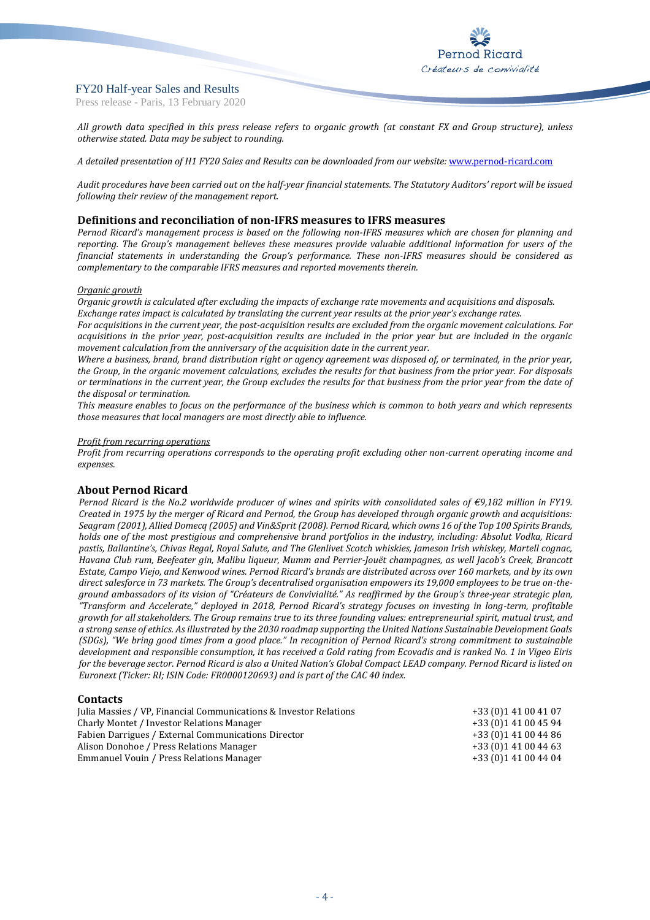*All growth data specified in this press release refers to organic growth (at constant FX and Group structure), unless otherwise stated. Data may be subject to rounding.*

*A detailed presentation of H1 FY20 Sales and Results can be downloaded from our website:* [www.pernod-ricard.com](http://www.pernod-ricard.com)

*Audit procedures have been carried out on the half-year financial statements. The Statutory Auditors' report will be issued following their review of the management report.*

## Definitions and reconciliation of non-IFRS measures to IFRS measures

*Pernod Ricard's management process is based on the following non-IFRS measures which are chosen for planning and reporting. The Group's management believes these measures provide valuable additional information for users of the financial statements in understanding the Group's performance. These non-IFRS measures should be considered as complementary to the comparable IFRS measures and reported movements therein.*

*Organic growth*

*Organic growth is calculated after excluding the impacts of exchange rate movements and acquisitions and disposals.*
*Exchange rates impact is calculated by translating the current year results at the prior year's exchange rates.*
*For acquisitions in the current year, the post-acquisition results are excluded from the organic movement calculations. For acquisitions in the prior year, post-acquisition results are included in the prior year but are included in the organic movement calculation from the anniversary of the acquisition date in the current year.*
*Where a business, brand, brand distribution right or agency agreement was disposed of, or terminated, in the prior year, the Group, in the organic movement calculations, excludes the results for that business from the prior year. For disposals or terminations in the current year, the Group excludes the results for that business from the prior year from the date of the disposal or termination.*
*This measure enables to focus on the performance of the business which is common to both years and which represents those measures that local managers are most directly able to influence.*

*Profit from recurring operations*

*Profit from recurring operations corresponds to the operating profit excluding other non-current operating income and expenses.*

## About Pernod Ricard

*Pernod Ricard is the No.2 worldwide producer of wines and spirits with consolidated sales of €9,182 million in FY19. Created in 1975 by the merger of Ricard and Pernod, the Group has developed through organic growth and acquisitions: Seagram (2001), Allied Domecq (2005) and Vin&Sprit (2008). Pernod Ricard, which owns 16 of the Top 100 Spirits Brands, holds one of the most prestigious and comprehensive brand portfolios in the industry, including: Absolut Vodka, Ricard pastis, Ballantine's, Chivas Regal, Royal Salute, and The Glenlivet Scotch whiskies, Jameson Irish whiskey, Martell cognac, Havana Club rum, Beefeater gin, Malibu liqueur, Mumm and Perrier-Jouët champagnes, as well Jacob's Creek, Brancott Estate, Campo Viejo, and Kenwood wines. Pernod Ricard's brands are distributed across over 160 markets, and by its own direct salesforce in 73 markets. The Group's decentralised organisation empowers its 19,000 employees to be true on-the-ground ambassadors of its vision of "Créateurs de Convivialité." As reaffirmed by the Group's three-year strategic plan, "Transform and Accelerate," deployed in 2018, Pernod Ricard's strategy focuses on investing in long-term, profitable growth for all stakeholders. The Group remains true to its three founding values: entrepreneurial spirit, mutual trust, and a strong sense of ethics. As illustrated by the 2030 roadmap supporting the United Nations Sustainable Development Goals (SDGs), "We bring good times from a good place." In recognition of Pernod Ricard's strong commitment to sustainable development and responsible consumption, it has received a Gold rating from Ecovadis and is ranked No. 1 in Vigeo Eiris for the beverage sector. Pernod Ricard is also a United Nation's Global Compact LEAD company. Pernod Ricard is listed on Euronext (Ticker: RI; ISIN Code: FR0000120693) and is part of the CAC 40 index.*

## Contacts

| | |
|---|---|
| Julia Massies / VP, Financial Communications & Investor Relations | +33 (0)1 41 00 41 07 |
| Charly Montet / Investor Relations Manager | +33 (0)1 41 00 45 94 |
| Fabien Darrigues / External Communications Director | +33 (0)1 41 00 44 86 |
| Alison Donohoe / Press Relations Manager | +33 (0)1 41 00 44 63 |
| Emmanuel Vouin / Press Relations Manager | +33 (0)1 41 00 44 04 |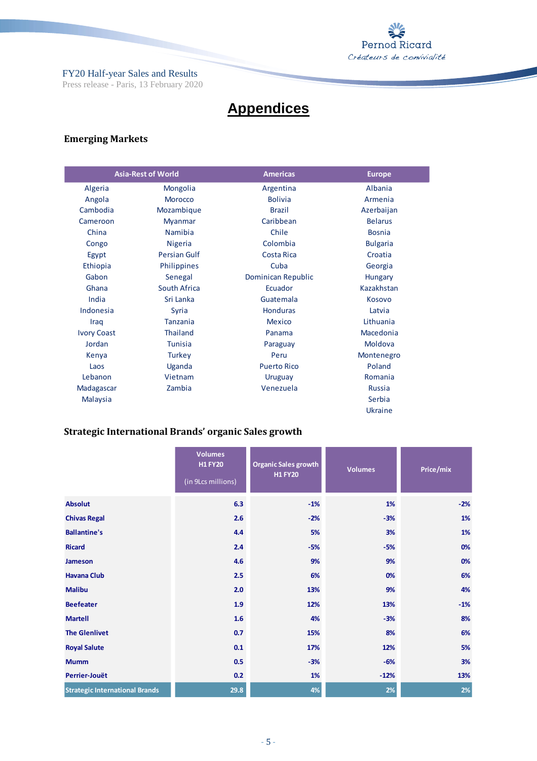# Appendices

## Emerging Markets

| Asia-Rest of World | | Americas | Europe |
|---|---|---|---|
| Algeria | Mongolia | Argentina | Albania |
| Angola | Morocco | Bolivia | Armenia |
| Cambodia | Mozambique | Brazil | Azerbaijan |
| Cameroon | Myanmar | Caribbean | Belarus |
| China | Namibia | Chile | Bosnia |
| Congo | Nigeria | Colombia | Bulgaria |
| Egypt | Persian Gulf | Costa Rica | Croatia |
| Ethiopia | Philippines | Cuba | Georgia |
| Gabon | Senegal | Dominican Republic | Hungary |
| Ghana | South Africa | Ecuador | Kazakhstan |
| India | Sri Lanka | Guatemala | Kosovo |
| Indonesia | Syria | Honduras | Latvia |
| Iraq | Tanzania | Mexico | Lithuania |
| Ivory Coast | Thailand | Panama | Macedonia |
| Jordan | Tunisia | Paraguay | Moldova |
| Kenya | Turkey | Peru | Montenegro |
| Laos | Uganda | Puerto Rico | Poland |
| Lebanon | Vietnam | Uruguay | Romania |
| Madagascar | Zambia | Venezuela | Russia |
| Malaysia | | | Serbia |
| | | | Ukraine |

## Strategic International Brands' organic Sales growth

| | Volumes H1 FY20 (in 9Lcs millions) | Organic Sales growth H1 FY20 | Volumes | Price/mix |
|---|---|---|---|---|
| **Absolut** | 6.3 | -1% | 1% | -2% |
| **Chivas Regal** | 2.6 | -2% | -3% | 1% |
| **Ballantine's** | 4.4 | 5% | 3% | 1% |
| **Ricard** | 2.4 | -5% | -5% | 0% |
| **Jameson** | 4.6 | 9% | 9% | 0% |
| **Havana Club** | 2.5 | 6% | 0% | 6% |
| **Malibu** | 2.0 | 13% | 9% | 4% |
| **Beefeater** | 1.9 | 12% | 13% | -1% |
| **Martell** | 1.6 | 4% | -3% | 8% |
| **The Glenlivet** | 0.7 | 15% | 8% | 6% |
| **Royal Salute** | 0.1 | 17% | 12% | 5% |
| **Mumm** | 0.5 | -3% | -6% | 3% |
| **Perrier-Jouët** | 0.2 | 1% | -12% | 13% |
| **Strategic International Brands** | 29.8 | 4% | 2% | 2% |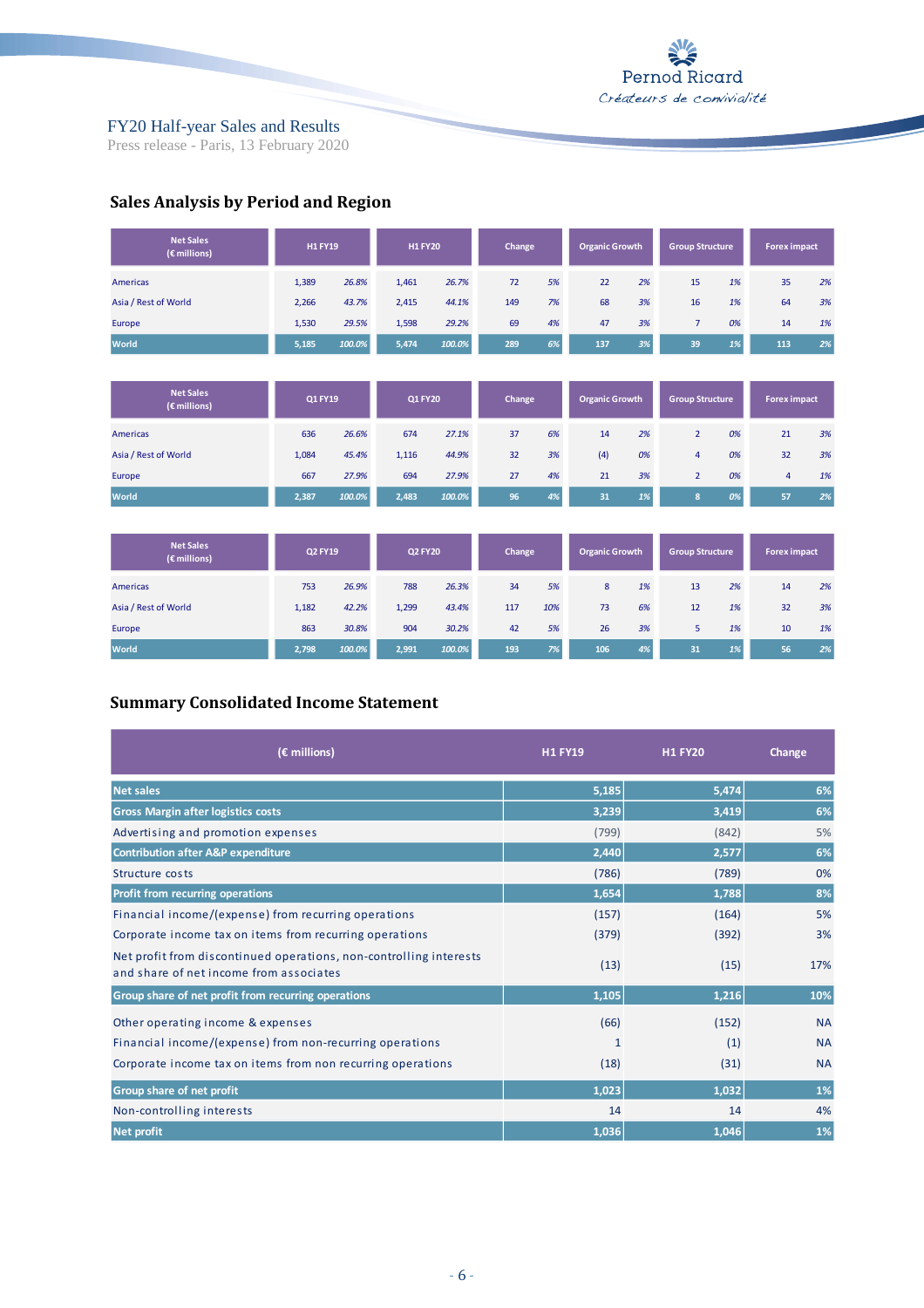## Sales Analysis by Period and Region

| Net Sales (€ millions) | H1 FY19 | | H1 FY20 | | Change | | Organic Growth | | Group Structure | | Forex impact | |
|---|---|---|---|---|---|---|---|---|---|---|---|---|
| Americas | 1,389 | *26.8%* | 1,461 | *26.7%* | 72 | *5%* | 22 | *2%* | 15 | *1%* | 35 | *2%* |
| Asia / Rest of World | 2,266 | *43.7%* | 2,415 | *44.1%* | 149 | *7%* | 68 | *3%* | 16 | *1%* | 64 | *3%* |
| Europe | 1,530 | *29.5%* | 1,598 | *29.2%* | 69 | *4%* | 47 | *3%* | 7 | *0%* | 14 | *1%* |
| World | 5,185 | *100.0%* | 5,474 | *100.0%* | 289 | *6%* | 137 | *3%* | 39 | *1%* | 113 | *2%* |

| Net Sales (€ millions) | Q1 FY19 | | Q1 FY20 | | Change | | Organic Growth | | Group Structure | | Forex impact | |
|---|---|---|---|---|---|---|---|---|---|---|---|---|
| Americas | 636 | *26.6%* | 674 | *27.1%* | 37 | *6%* | 14 | *2%* | 2 | *0%* | 21 | *3%* |
| Asia / Rest of World | 1,084 | *45.4%* | 1,116 | *44.9%* | 32 | *3%* | (4) | *0%* | 4 | *0%* | 32 | *3%* |
| Europe | 667 | *27.9%* | 694 | *27.9%* | 27 | *4%* | 21 | *3%* | 2 | *0%* | 4 | *1%* |
| World | 2,387 | *100.0%* | 2,483 | *100.0%* | 96 | *4%* | 31 | *1%* | 8 | *0%* | 57 | *2%* |

| Net Sales (€ millions) | Q2 FY19 | | Q2 FY20 | | Change | | Organic Growth | | Group Structure | | Forex impact | |
|---|---|---|---|---|---|---|---|---|---|---|---|---|
| Americas | 753 | *26.9%* | 788 | *26.3%* | 34 | *5%* | 8 | *1%* | 13 | *2%* | 14 | *2%* |
| Asia / Rest of World | 1,182 | *42.2%* | 1,299 | *43.4%* | 117 | *10%* | 73 | *6%* | 12 | *1%* | 32 | *3%* |
| Europe | 863 | *30.8%* | 904 | *30.2%* | 42 | *5%* | 26 | *3%* | 5 | *1%* | 10 | *1%* |
| World | 2,798 | *100.0%* | 2,991 | *100.0%* | 193 | *7%* | 106 | *4%* | 31 | *1%* | 56 | *2%* |

## Summary Consolidated Income Statement

| (€ millions) | H1 FY19 | H1 FY20 | Change |
|---|---|---|---|
| **Net sales** | **5,185** | **5,474** | **6%** |
| **Gross Margin after logistics costs** | **3,239** | **3,419** | **6%** |
| Advertising and promotion expenses | (799) | (842) | 5% |
| **Contribution after A&P expenditure** | **2,440** | **2,577** | **6%** |
| Structure costs | (786) | (789) | 0% |
| **Profit from recurring operations** | **1,654** | **1,788** | **8%** |
| Financial income/(expense) from recurring operations | (157) | (164) | 5% |
| Corporate income tax on items from recurring operations | (379) | (392) | 3% |
| Net profit from discontinued operations, non-controlling interests and share of net income from associates | (13) | (15) | 17% |
| **Group share of net profit from recurring operations** | **1,105** | **1,216** | **10%** |
| Other operating income & expenses | (66) | (152) | NA |
| Financial income/(expense) from non-recurring operations | 1 | (1) | NA |
| Corporate income tax on items from non recurring operations | (18) | (31) | NA |
| **Group share of net profit** | **1,023** | **1,032** | **1%** |
| Non-controlling interests | 14 | 14 | 4% |
| **Net profit** | **1,036** | **1,046** | **1%** |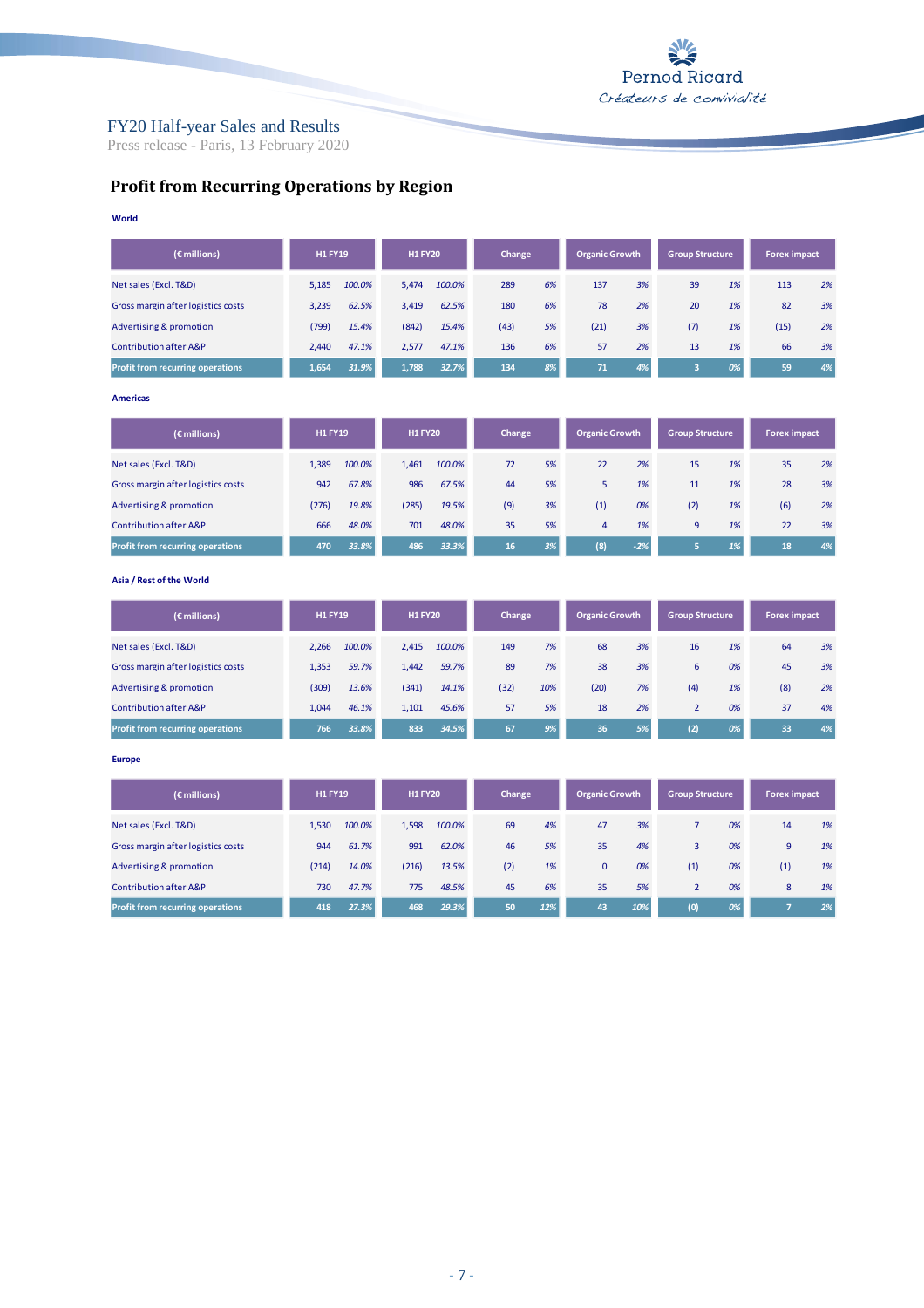## Profit from Recurring Operations by Region

**World**

| (€ millions) | H1 FY19 | | H1 FY20 | | Change | | Organic Growth | | Group Structure | | Forex impact | |
|---|---|---|---|---|---|---|---|---|---|---|---|---|
| Net sales (Excl. T&D) | 5,185 | 100.0% | 5,474 | 100.0% | 289 | 6% | 137 | 3% | 39 | 1% | 113 | 2% |
| Gross margin after logistics costs | 3,239 | 62.5% | 3,419 | 62.5% | 180 | 6% | 78 | 2% | 20 | 1% | 82 | 3% |
| Advertising & promotion | (799) | 15.4% | (842) | 15.4% | (43) | 5% | (21) | 3% | (7) | 1% | (15) | 2% |
| Contribution after A&P | 2,440 | 47.1% | 2,577 | 47.1% | 136 | 6% | 57 | 2% | 13 | 1% | 66 | 3% |
| **Profit from recurring operations** | **1,654** | **31.9%** | **1,788** | **32.7%** | **134** | **8%** | **71** | **4%** | **3** | **0%** | **59** | **4%** |

**Americas**

| (€ millions) | H1 FY19 | | H1 FY20 | | Change | | Organic Growth | | Group Structure | | Forex impact | |
|---|---|---|---|---|---|---|---|---|---|---|---|---|
| Net sales (Excl. T&D) | 1,389 | 100.0% | 1,461 | 100.0% | 72 | 5% | 22 | 2% | 15 | 1% | 35 | 2% |
| Gross margin after logistics costs | 942 | 67.8% | 986 | 67.5% | 44 | 5% | 5 | 1% | 11 | 1% | 28 | 3% |
| Advertising & promotion | (276) | 19.8% | (285) | 19.5% | (9) | 3% | (1) | 0% | (2) | 1% | (6) | 2% |
| Contribution after A&P | 666 | 48.0% | 701 | 48.0% | 35 | 5% | 4 | 1% | 9 | 1% | 22 | 3% |
| **Profit from recurring operations** | **470** | **33.8%** | **486** | **33.3%** | **16** | **3%** | **(8)** | **-2%** | **5** | **1%** | **18** | **4%** |

**Asia / Rest of the World**

| (€ millions) | H1 FY19 | | H1 FY20 | | Change | | Organic Growth | | Group Structure | | Forex impact | |
|---|---|---|---|---|---|---|---|---|---|---|---|---|
| Net sales (Excl. T&D) | 2,266 | 100.0% | 2,415 | 100.0% | 149 | 7% | 68 | 3% | 16 | 1% | 64 | 3% |
| Gross margin after logistics costs | 1,353 | 59.7% | 1,442 | 59.7% | 89 | 7% | 38 | 3% | 6 | 0% | 45 | 3% |
| Advertising & promotion | (309) | 13.6% | (341) | 14.1% | (32) | 10% | (20) | 7% | (4) | 1% | (8) | 2% |
| Contribution after A&P | 1,044 | 46.1% | 1,101 | 45.6% | 57 | 5% | 18 | 2% | 2 | 0% | 37 | 4% |
| **Profit from recurring operations** | **766** | **33.8%** | **833** | **34.5%** | **67** | **9%** | **36** | **5%** | **(2)** | **0%** | **33** | **4%** |

**Europe**

| (€ millions) | H1 FY19 | | H1 FY20 | | Change | | Organic Growth | | Group Structure | | Forex impact | |
|---|---|---|---|---|---|---|---|---|---|---|---|---|
| Net sales (Excl. T&D) | 1,530 | 100.0% | 1,598 | 100.0% | 69 | 4% | 47 | 3% | 7 | 0% | 14 | 1% |
| Gross margin after logistics costs | 944 | 61.7% | 991 | 62.0% | 46 | 5% | 35 | 4% | 3 | 0% | 9 | 1% |
| Advertising & promotion | (214) | 14.0% | (216) | 13.5% | (2) | 1% | 0 | 0% | (1) | 0% | (1) | 1% |
| Contribution after A&P | 730 | 47.7% | 775 | 48.5% | 45 | 6% | 35 | 5% | 2 | 0% | 8 | 1% |
| **Profit from recurring operations** | **418** | **27.3%** | **468** | **29.3%** | **50** | **12%** | **43** | **10%** | **(0)** | **0%** | **7** | **2%** |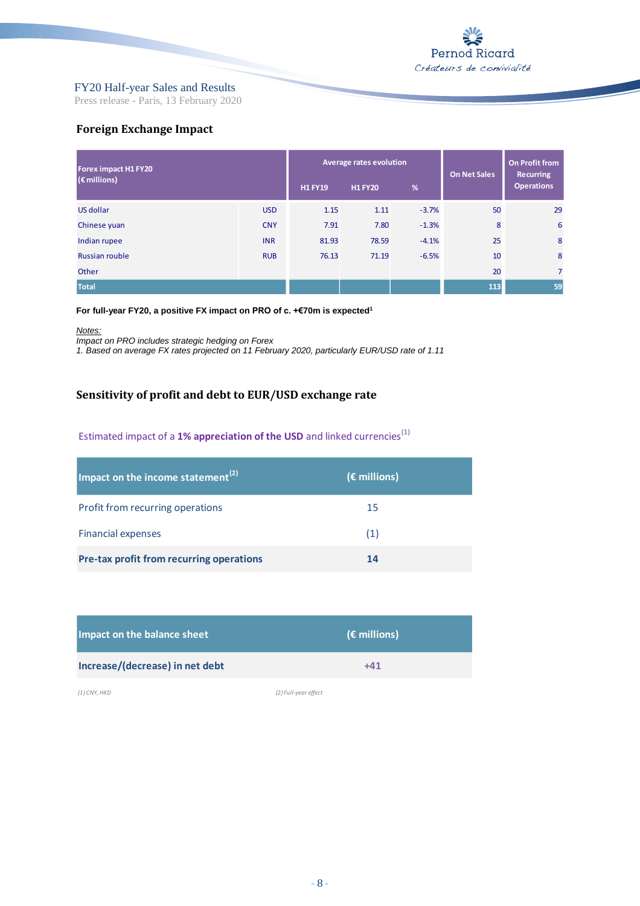## Foreign Exchange Impact

| Forex impact H1 FY20 (€ millions) | | Average rates evolution | | | On Net Sales | On Profit from Recurring Operations |
|---|---|---|---|---|---|---|
| | | H1 FY19 | H1 FY20 | % | | |
| US dollar | USD | 1.15 | 1.11 | -3.7% | 50 | 29 |
| Chinese yuan | CNY | 7.91 | 7.80 | -1.3% | 8 | 6 |
| Indian rupee | INR | 81.93 | 78.59 | -4.1% | 25 | 8 |
| Russian rouble | RUB | 76.13 | 71.19 | -6.5% | 10 | 8 |
| Other | | | | | 20 | 7 |
| **Total** | | | | | **113** | **59** |

**For full-year FY20, a positive FX impact on PRO of c. +€70m is expected[1]**

*Notes:*

*Impact on PRO includes strategic hedging on Forex*

*1. Based on average FX rates projected on 11 February 2020, particularly EUR/USD rate of 1.11*

## Sensitivity of profit and debt to EUR/USD exchange rate

Estimated impact of a **1% appreciation of the USD** and linked currencies[1]

| Impact on the income statement[2] | (€ millions) |
|---|---|
| Profit from recurring operations | 15 |
| Financial expenses | (1) |
| **Pre-tax profit from recurring operations** | **14** |

| Impact on the balance sheet | (€ millions) |
|---|---|
| **Increase/(decrease) in net debt** | **+41** |

*(1) CNY, HKD* *(2) Full-year effect*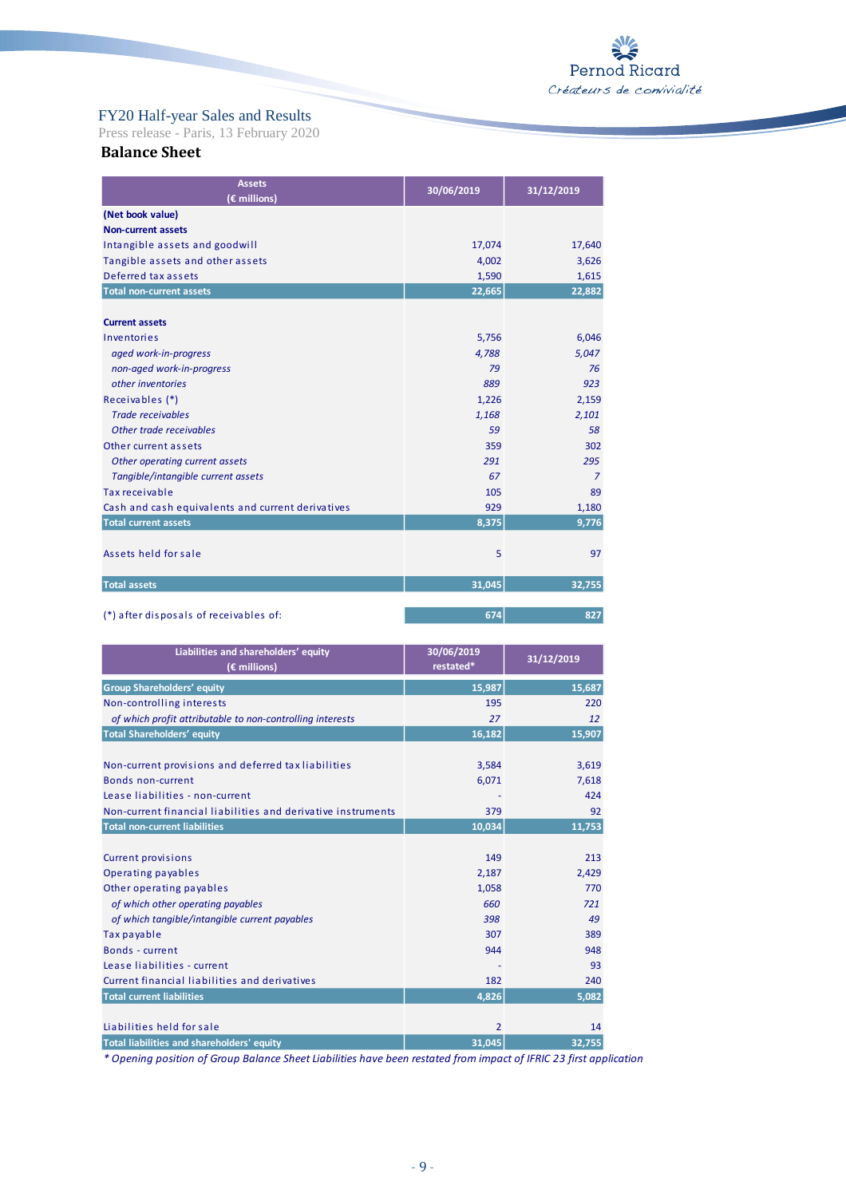FY20 Half-year Sales and Results

Press release - Paris, 13 February 2020

## Balance Sheet

| Assets (€ millions) | 30/06/2019 | 31/12/2019 |
|---|---|---|
| **(Net book value)** | | |
| **Non-current assets** | | |
| Intangible assets and goodwill | 17,074 | 17,640 |
| Tangible assets and other assets | 4,002 | 3,626 |
| Deferred tax assets | 1,590 | 1,615 |
| **Total non-current assets** | **22,665** | **22,882** |
| | | |
| **Current assets** | | |
| Inventories | 5,756 | 6,046 |
| *aged work-in-progress* | *4,788* | *5,047* |
| *non-aged work-in-progress* | *79* | *76* |
| *other inventories* | *889* | *923* |
| Receivables (*) | 1,226 | 2,159 |
| *Trade receivables* | *1,168* | *2,101* |
| *Other trade receivables* | *59* | *58* |
| Other current assets | 359 | 302 |
| *Other operating current assets* | *291* | *295* |
| *Tangible/intangible current assets* | *67* | *7* |
| Tax receivable | 105 | 89 |
| Cash and cash equivalents and current derivatives | 929 | 1,180 |
| **Total current assets** | **8,375** | **9,776** |
| | | |
| Assets held for sale | 5 | 97 |
| | | |
| **Total assets** | **31,045** | **32,755** |
| | | |
| (*) after disposals of receivables of: | 674 | 827 |

| Liabilities and shareholders' equity (€ millions) | 30/06/2019 restated* | 31/12/2019 |
|---|---|---|
| **Group Shareholders' equity** | **15,987** | **15,687** |
| Non-controlling interests | 195 | 220 |
| *of which profit attributable to non-controlling interests* | *27* | *12* |
| **Total Shareholders' equity** | **16,182** | **15,907** |
| | | |
| Non-current provisions and deferred tax liabilities | 3,584 | 3,619 |
| Bonds non-current | 6,071 | 7,618 |
| Lease liabilities - non-current | - | 424 |
| Non-current financial liabilities and derivative instruments | 379 | 92 |
| **Total non-current liabilities** | **10,034** | **11,753** |
| | | |
| Current provisions | 149 | 213 |
| Operating payables | 2,187 | 2,429 |
| Other operating payables | 1,058 | 770 |
| *of which other operating payables* | *660* | *721* |
| *of which tangible/intangible current payables* | *398* | *49* |
| Tax payable | 307 | 389 |
| Bonds - current | 944 | 948 |
| Lease liabilities - current | - | 93 |
| Current financial liabilities and derivatives | 182 | 240 |
| **Total current liabilities** | **4,826** | **5,082** |
| | | |
| Liabilities held for sale | 2 | 14 |
| **Total liabilities and shareholders' equity** | **31,045** | **32,755** |

*\* Opening position of Group Balance Sheet Liabilities have been restated from impact of IFRIC 23 first application*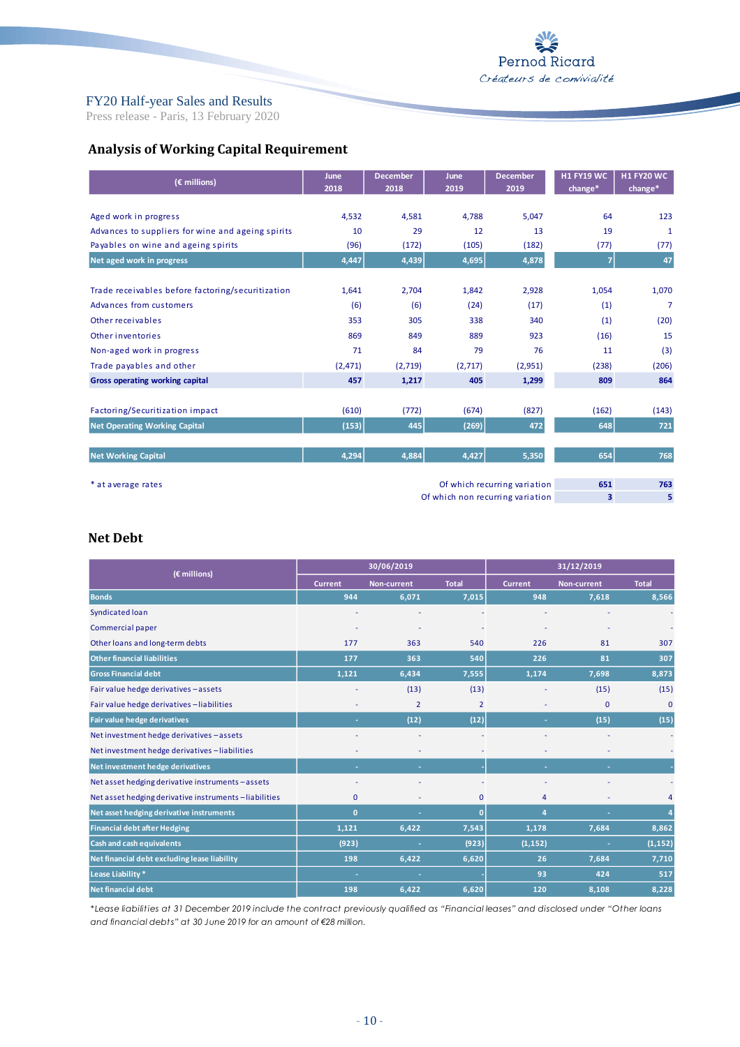FY20 Half-year Sales and Results
Press release - Paris, 13 February 2020

## Analysis of Working Capital Requirement

| (€ millions) | June 2018 | December 2018 | June 2019 | December 2019 | H1 FY19 WC change* | H1 FY20 WC change* |
|---|---|---|---|---|---|---|
| Aged work in progress | 4,532 | 4,581 | 4,788 | 5,047 | 64 | 123 |
| Advances to suppliers for wine and ageing spirits | 10 | 29 | 12 | 13 | 19 | 1 |
| Payables on wine and ageing spirits | (96) | (172) | (105) | (182) | (77) | (77) |
| **Net aged work in progress** | **4,447** | **4,439** | **4,695** | **4,878** | **7** | **47** |
| Trade receivables before factoring/securitization | 1,641 | 2,704 | 1,842 | 2,928 | 1,054 | 1,070 |
| Advances from customers | (6) | (6) | (24) | (17) | (1) | 7 |
| Other receivables | 353 | 305 | 338 | 340 | (1) | (20) |
| Other inventories | 869 | 849 | 889 | 923 | (16) | 15 |
| Non-aged work in progress | 71 | 84 | 79 | 76 | 11 | (3) |
| Trade payables and other | (2,471) | (2,719) | (2,717) | (2,951) | (238) | (206) |
| **Gross operating working capital** | **457** | **1,217** | **405** | **1,299** | **809** | **864** |
| Factoring/Securitization impact | (610) | (772) | (674) | (827) | (162) | (143) |
| **Net Operating Working Capital** | **(153)** | **445** | **(269)** | **472** | **648** | **721** |
| **Net Working Capital** | **4,294** | **4,884** | **4,427** | **5,350** | **654** | **768** |
| | | | | Of which recurring variation | **651** | **763** |
| | | | | Of which non recurring variation | **3** | **5** |

\* at average rates

## Net Debt

| (€ millions) | 30/06/2019 | | | 31/12/2019 | | |
|---|---|---|---|---|---|---|
| | Current | Non-current | Total | Current | Non-current | Total |
| **Bonds** | **944** | **6,071** | **7,015** | **948** | **7,618** | **8,566** |
| Syndicated loan | - | - | - | - | - | - |
| Commercial paper | - | - | - | - | - | - |
| Other loans and long-term debts | 177 | 363 | 540 | 226 | 81 | 307 |
| **Other financial liabilities** | **177** | **363** | **540** | **226** | **81** | **307** |
| **Gross Financial debt** | **1,121** | **6,434** | **7,555** | **1,174** | **7,698** | **8,873** |
| Fair value hedge derivatives – assets | - | (13) | (13) | - | (15) | (15) |
| Fair value hedge derivatives – liabilities | - | 2 | 2 | - | 0 | 0 |
| **Fair value hedge derivatives** | **-** | **(12)** | **(12)** | **-** | **(15)** | **(15)** |
| Net investment hedge derivatives – assets | - | - | - | - | - | - |
| Net investment hedge derivatives – liabilities | - | - | - | - | - | - |
| **Net investment hedge derivatives** | **-** | **-** | **-** | **-** | **-** | **-** |
| Net asset hedging derivative instruments – assets | - | - | - | - | - | - |
| Net asset hedging derivative instruments – liabilities | 0 | - | 0 | 4 | - | 4 |
| **Net asset hedging derivative instruments** | **0** | **-** | **0** | **4** | **-** | **4** |
| **Financial debt after Hedging** | **1,121** | **6,422** | **7,543** | **1,178** | **7,684** | **8,862** |
| **Cash and cash equivalents** | **(923)** | **-** | **(923)** | **(1,152)** | **-** | **(1,152)** |
| **Net financial debt excluding lease liability** | **198** | **6,422** | **6,620** | **26** | **7,684** | **7,710** |
| **Lease Liability *** | **-** | **-** | **-** | **93** | **424** | **517** |
| **Net financial debt** | **198** | **6,422** | **6,620** | **120** | **8,108** | **8,228** |

*\*Lease liabilities at 31 December 2019 include the contract previously qualified as "Financial leases" and disclosed under "Other loans and financial debts" at 30 June 2019 for an amount of €28 million.*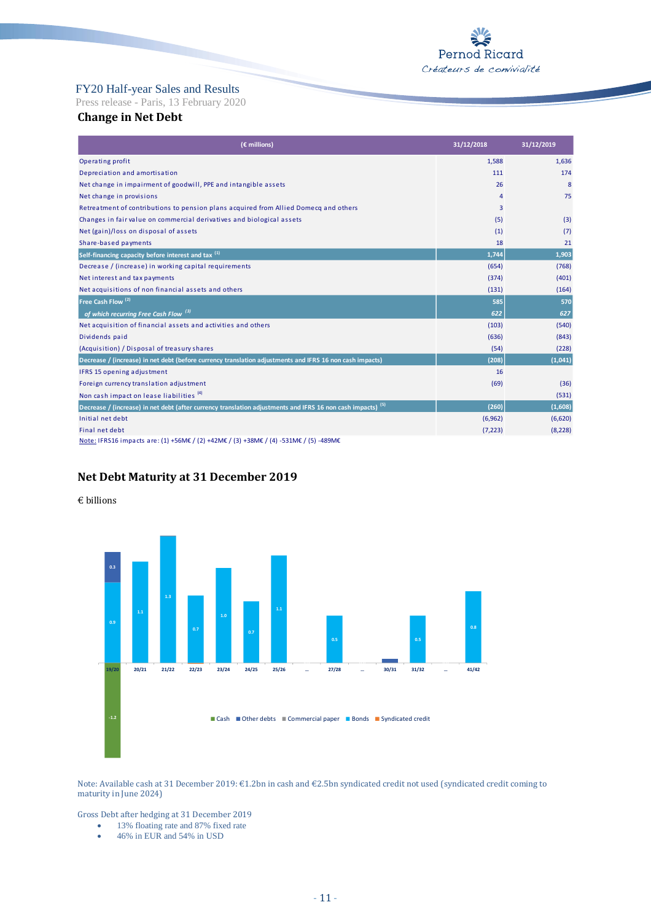## Change in Net Debt

| (€ millions) | 31/12/2018 | 31/12/2019 |
|---|---|---|
| Operating profit | 1,588 | 1,636 |
| Depreciation and amortisation | 111 | 174 |
| Net change in impairment of goodwill, PPE and intangible assets | 26 | 8 |
| Net change in provisions | 4 | 75 |
| Retreatment of contributions to pension plans acquired from Allied Domecq and others | 3 | |
| Changes in fair value on commercial derivatives and biological assets | (5) | (3) |
| Net (gain)/loss on disposal of assets | (1) | (7) |
| Share-based payments | 18 | 21 |
| **Self-financing capacity before interest and tax [1]** | **1,744** | **1,903** |
| Decrease / (increase) in working capital requirements | (654) | (768) |
| Net interest and tax payments | (374) | (401) |
| Net acquisitions of non financial assets and others | (131) | (164) |
| **Free Cash Flow [2]** | **585** | **570** |
| ***of which recurring Free Cash Flow [3]*** | ***622*** | ***627*** |
| Net acquisition of financial assets and activities and others | (103) | (540) |
| Dividends paid | (636) | (843) |
| (Acquisition) / Disposal of treasury shares | (54) | (228) |
| **Decrease / (increase) in net debt (before currency translation adjustments and IFRS 16 non cash impacts)** | **(208)** | **(1,041)** |
| IFRS 15 opening adjustment | 16 | |
| Foreign currency translation adjustment | (69) | (36) |
| Non cash impact on lease liabilities [4] | | (531) |
| **Decrease / (increase) in net debt (after currency translation adjustments and IFRS 16 non cash impacts) [5]** | **(260)** | **(1,608)** |
| Initial net debt | (6,962) | (6,620) |
| Final net debt | (7,223) | (8,228) |

Note: IFRS16 impacts are: (1) +56M€ / (2) +42M€ / (3) +38M€ / (4) -531M€ / (5) -489M€

## Net Debt Maturity at 31 December 2019

€ billions

| | 19/20 | 20/21 | 21/22 | 22/23 | 23/24 | 24/25 | 25/26 | … | 27/28 | … | 30/31 | 31/32 | … | 41/42 |
|---|---|---|---|---|---|---|---|---|---|---|---|---|---|---|
| Cash | -1.2 | | | | | | | | | | | | | |
| Other debts | 0.3 | | | | | | | | | | | | | |
| Bonds | 0.9 | 1.1 | 1.3 | 0.7 | 1.0 | 0.7 | 1.1 | | 0.5 | | | 0.5 | | 0.8 |

Cash / Other debts / Commercial paper / Bonds / Syndicated credit

Note: Available cash at 31 December 2019: €1.2bn in cash and €2.5bn syndicated credit not used (syndicated credit coming to maturity in June 2024)

Gross Debt after hedging at 31 December 2019

- 13% floating rate and 87% fixed rate
- 46% in EUR and 54% in USD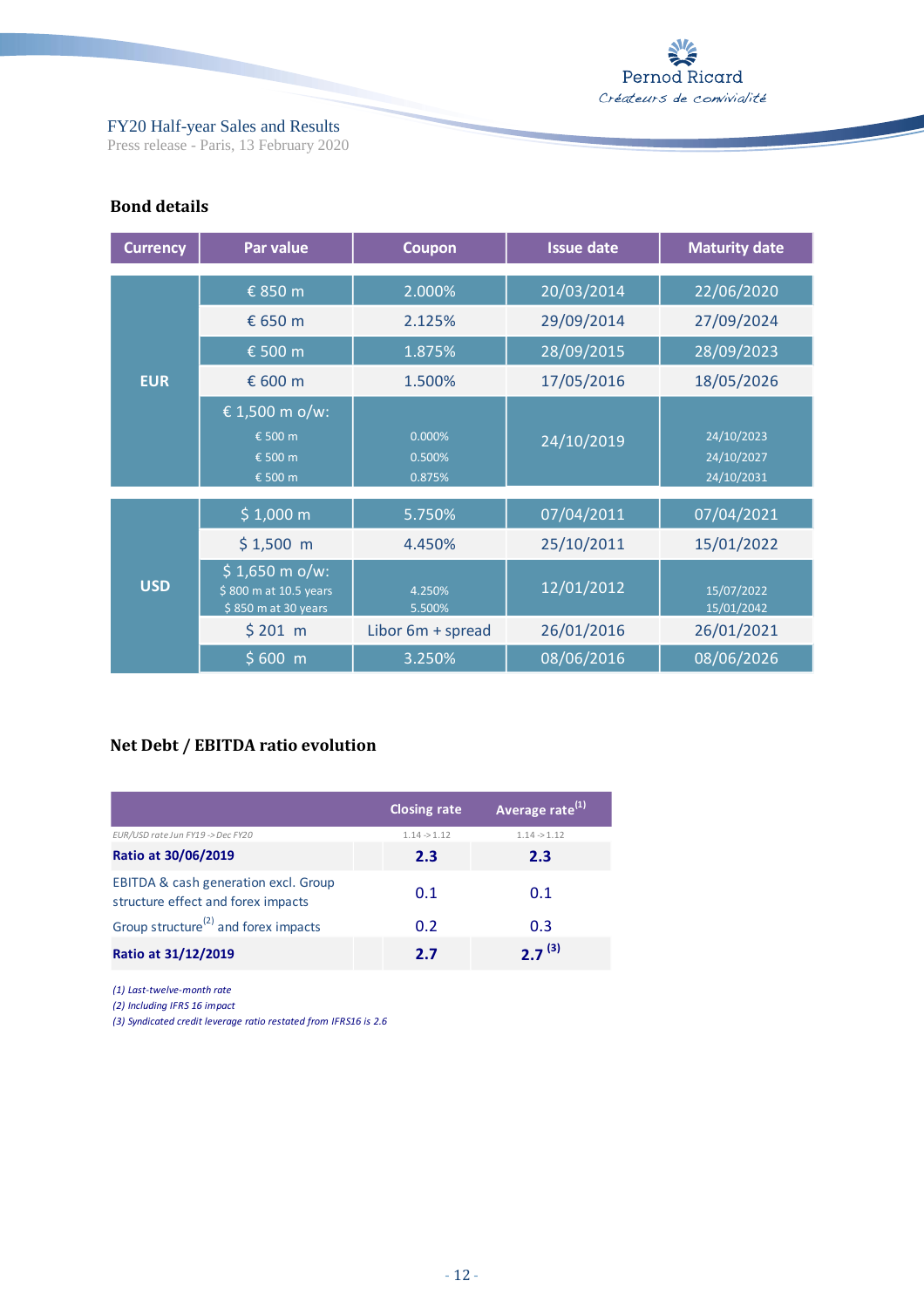## Bond details

| Currency | Par value | Coupon | Issue date | Maturity date |
|---|---|---|---|---|
| EUR | € 850 m | 2.000% | 20/03/2014 | 22/06/2020 |
| | € 650 m | 2.125% | 29/09/2014 | 27/09/2024 |
| | € 500 m | 1.875% | 28/09/2015 | 28/09/2023 |
| | € 600 m | 1.500% | 17/05/2016 | 18/05/2026 |
| | € 1,500 m o/w: € 500 m € 500 m € 500 m | 0.000% 0.500% 0.875% | 24/10/2019 | 24/10/2023 24/10/2027 24/10/2031 |
| USD | $ 1,000 m | 5.750% | 07/04/2011 | 07/04/2021 |
| | $ 1,500 m | 4.450% | 25/10/2011 | 15/01/2022 |
| | $ 1,650 m o/w: $ 800 m at 10.5 years $ 850 m at 30 years | 4.250% 5.500% | 12/01/2012 | 15/07/2022 15/01/2042 |
| | $ 201 m | Libor 6m + spread | 26/01/2016 | 26/01/2021 |
| | $ 600 m | 3.250% | 08/06/2016 | 08/06/2026 |

## Net Debt / EBITDA ratio evolution

| | Closing rate | Average rate[1] |
|---|---|---|
| *EUR/USD rate Jun FY19 -> Dec FY20* | 1.14 -> 1.12 | 1.14 -> 1.12 |
| **Ratio at 30/06/2019** | **2.3** | **2.3** |
| EBITDA & cash generation excl. Group structure effect and forex impacts | 0.1 | 0.1 |
| Group structure[2] and forex impacts | 0.2 | 0.3 |
| **Ratio at 31/12/2019** | **2.7** | **2.7** [3] |

*(1) Last-twelve-month rate*

*(2) Including IFRS 16 impact*

*(3) Syndicated credit leverage ratio restated from IFRS16 is 2.6*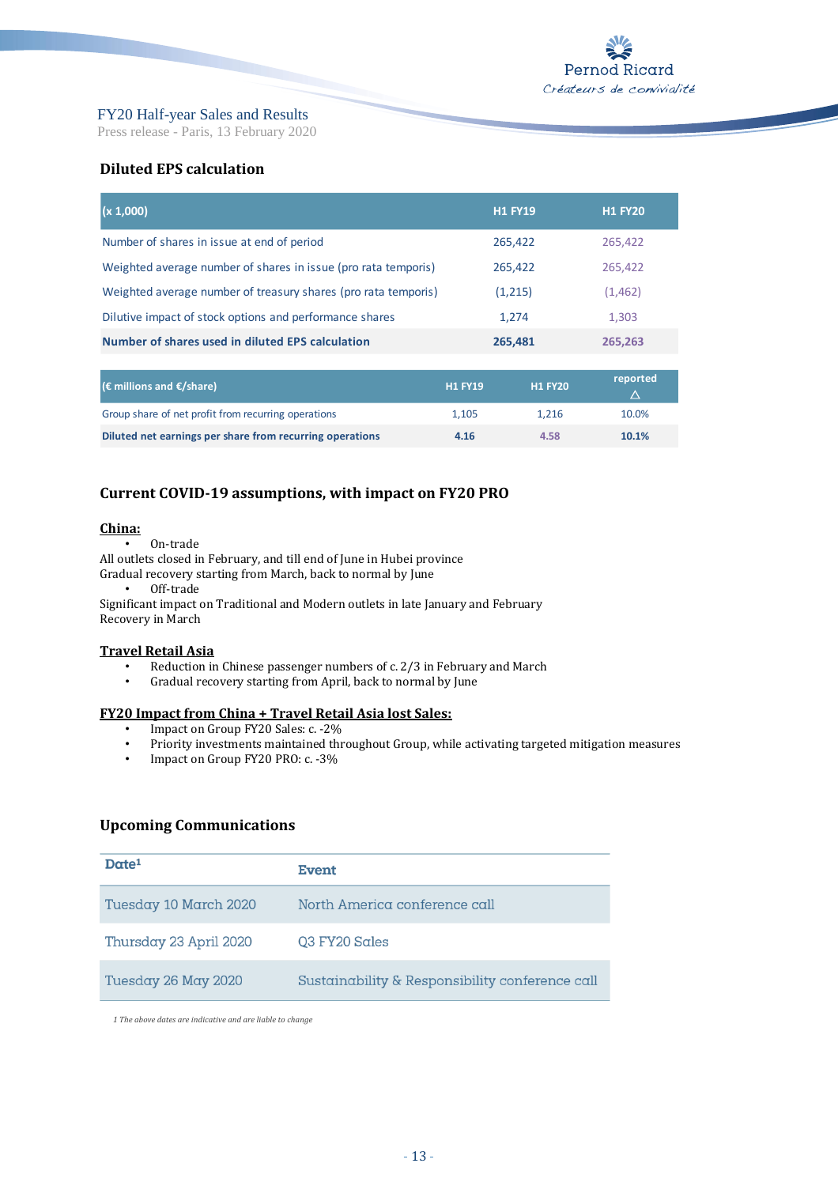## Diluted EPS calculation

| (x 1,000) | H1 FY19 | H1 FY20 |
| --- | --- | --- |
| Number of shares in issue at end of period | 265,422 | 265,422 |
| Weighted average number of shares in issue (pro rata temporis) | 265,422 | 265,422 |
| Weighted average number of treasury shares (pro rata temporis) | (1,215) | (1,462) |
| Dilutive impact of stock options and performance shares | 1,274 | 1,303 |
| **Number of shares used in diluted EPS calculation** | **265,481** | **265,263** |

| (€ millions and €/share) | H1 FY19 | H1 FY20 | reported △ |
| --- | --- | --- | --- |
| Group share of net profit from recurring operations | 1,105 | 1,216 | 10.0% |
| **Diluted net earnings per share from recurring operations** | **4.16** | **4.58** | **10.1%** |

## Current COVID-19 assumptions, with impact on FY20 PRO

**China:**

- On-trade

All outlets closed in February, and till end of June in Hubei province
Gradual recovery starting from March, back to normal by June

- Off-trade

Significant impact on Traditional and Modern outlets in late January and February
Recovery in March

**Travel Retail Asia**

- Reduction in Chinese passenger numbers of c. 2/3 in February and March
- Gradual recovery starting from April, back to normal by June

**FY20 Impact from China + Travel Retail Asia lost Sales:**

- Impact on Group FY20 Sales: c. -2%
- Priority investments maintained throughout Group, while activating targeted mitigation measures
- Impact on Group FY20 PRO: c. -3%

## Upcoming Communications

| Date[1] | Event |
| --- | --- |
| Tuesday 10 March 2020 | North America conference call |
| Thursday 23 April 2020 | Q3 FY20 Sales |
| Tuesday 26 May 2020 | Sustainability & Responsibility conference call |

*1 The above dates are indicative and are liable to change*